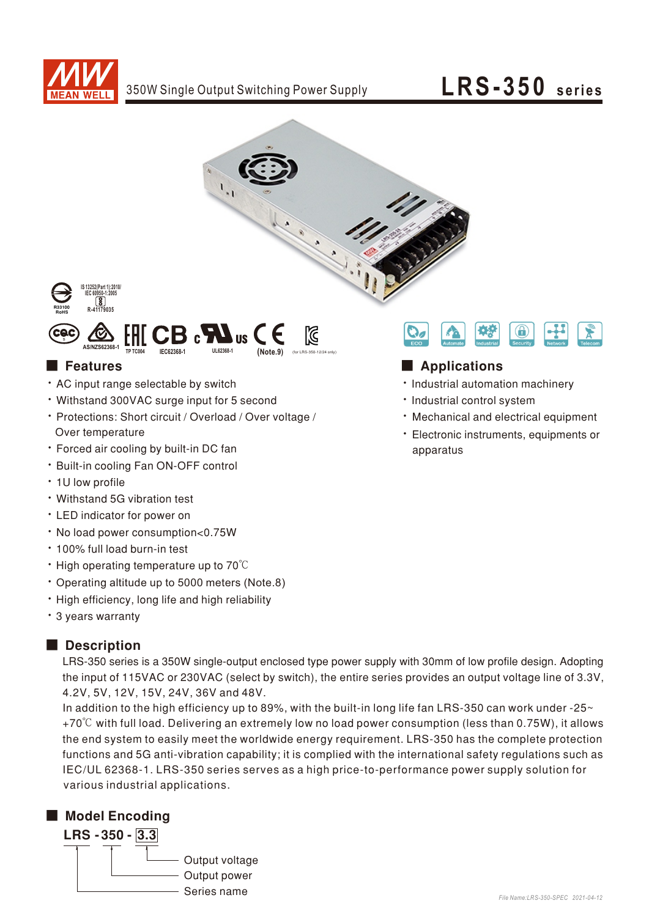# LRS-350 series

350W Single Output Switching Power Supply

IS 13252(Part 1):2010/ IEC 60950-1:2005

R-41179035

R33100 RoHS

AS/NZS62368-1 TP TC004 IEC62368-1 UL62368-1 (Note.9) (for LRS-350-12/24 only)

ECO Automate Industrial Security Network Telecom

## Features

- AC input range selectable by switch
- Withstand 300VAC surge input for 5 second
- Protections: Short circuit / Overload / Over voltage / Over temperature
- Forced air cooling by built-in DC fan
- Built-in cooling Fan ON-OFF control
- 1U low profile
- Withstand 5G vibration test
- LED indicator for power on
- No load power consumption<0.75W
- 100% full load burn-in test
- High operating temperature up to 70℃
- Operating altitude up to 5000 meters (Note.8)
- High efficiency, long life and high reliability
- 3 years warranty

## Applications

- Industrial automation machinery
- Industrial control system
- Mechanical and electrical equipment
- Electronic instruments, equipments or apparatus

## Description

LRS-350 series is a 350W single-output enclosed type power supply with 30mm of low profile design. Adopting the input of 115VAC or 230VAC (select by switch), the entire series provides an output voltage line of 3.3V, 4.2V, 5V, 12V, 15V, 24V, 36V and 48V.

In addition to the high efficiency up to 89%, with the built-in long life fan LRS-350 can work under -25~ +70℃ with full load. Delivering an extremely low no load power consumption (less than 0.75W), it allows the end system to easily meet the worldwide energy requirement. LRS-350 has the complete protection functions and 5G anti-vibration capability; it is complied with the international safety regulations such as IEC/UL 62368-1. LRS-350 series serves as a high price-to-performance power supply solution for various industrial applications.

## Model Encoding

**LRS - 350 - 3.3**

- 3.3 — Output voltage
- 350 — Output power
- LRS — Series name

File Name:LRS-350-SPEC 2021-04-12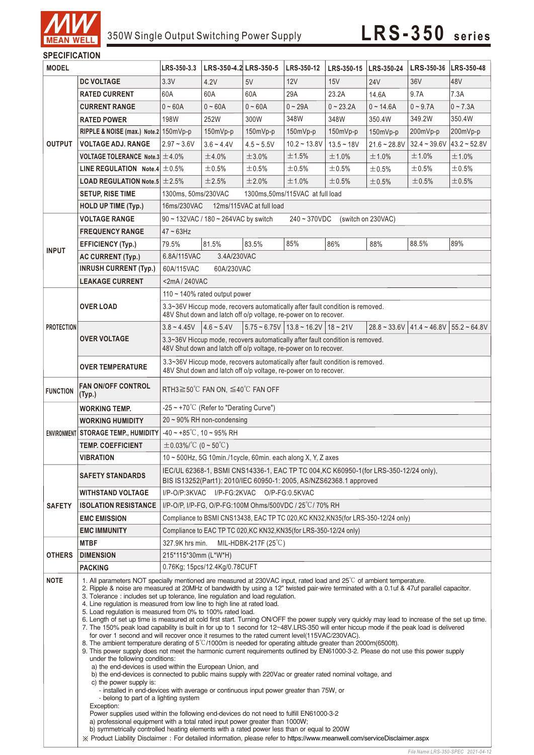# 350W Single Output Switching Power Supply — LRS-350 series

## SPECIFICATION

| MODEL | | LRS-350-3.3 | LRS-350-4.2 | LRS-350-5 | LRS-350-12 | LRS-350-15 | LRS-350-24 | LRS-350-36 | LRS-350-48 |
|---|---|---|---|---|---|---|---|---|---|
| OUTPUT | DC VOLTAGE | 3.3V | 4.2V | 5V | 12V | 15V | 24V | 36V | 48V |
| | RATED CURRENT | 60A | 60A | 60A | 29A | 23.2A | 14.6A | 9.7A | 7.3A |
| | CURRENT RANGE | 0 ~ 60A | 0 ~ 60A | 0 ~ 60A | 0 ~ 29A | 0 ~ 23.2A | 0 ~ 14.6A | 0 ~ 9.7A | 0 ~ 7.3A |
| | RATED POWER | 198W | 252W | 300W | 348W | 348W | 350.4W | 349.2W | 350.4W |
| | RIPPLE & NOISE (max.) Note.2 | 150mVp-p | 150mVp-p | 150mVp-p | 150mVp-p | 150mVp-p | 150mVp-p | 200mVp-p | 200mVp-p |
| | VOLTAGE ADJ. RANGE | 2.97 ~ 3.6V | 3.6 ~ 4.4V | 4.5 ~ 5.5V | 10.2 ~ 13.8V | 13.5 ~ 18V | 21.6 ~ 28.8V | 32.4 ~ 39.6V | 43.2 ~ 52.8V |
| | VOLTAGE TOLERANCE Note.3 | ±4.0% | ±4.0% | ±3.0% | ±1.5% | ±1.0% | ±1.0% | ±1.0% | ±1.0% |
| | LINE REGULATION Note.4 | ±0.5% | ±0.5% | ±0.5% | ±0.5% | ±0.5% | ±0.5% | ±0.5% | ±0.5% |
| | LOAD REGULATION Note.5 | ±2.5% | ±2.5% | ±2.0% | ±1.0% | ±0.5% | ±0.5% | ±0.5% | ±0.5% |
| | SETUP, RISE TIME | 1300ms, 50ms/230VAC 1300ms,50ms/115VAC at full load | | | | | | | |
| | HOLD UP TIME (Typ.) | 16ms/230VAC 12ms/115VAC at full load | | | | | | | |
| INPUT | VOLTAGE RANGE | 90 ~ 132VAC / 180 ~ 264VAC by switch 240 ~ 370VDC (switch on 230VAC) | | | | | | | |
| | FREQUENCY RANGE | 47 ~ 63Hz | | | | | | | |
| | EFFICIENCY (Typ.) | 79.5% | 81.5% | 83.5% | 85% | 86% | 88% | 88.5% | 89% |
| | AC CURRENT (Typ.) | 6.8A/115VAC 3.4A/230VAC | | | | | | | |
| | INRUSH CURRENT (Typ.) | 60A/115VAC 60A/230VAC | | | | | | | |
| | LEAKAGE CURRENT | <2mA / 240VAC | | | | | | | |
| PROTECTION | OVER LOAD | 110 ~ 140% rated output power | | | | | | | |
| | | 3.3~36V Hiccup mode, recovers automatically after fault condition is removed. 48V Shut down and latch off o/p voltage, re-power on to recover. | | | | | | | |
| | OVER VOLTAGE | 3.8 ~ 4.45V | 4.6 ~ 5.4V | 5.75 ~ 6.75V | 13.8 ~ 16.2V | 18 ~ 21V | 28.8 ~ 33.6V | 41.4 ~ 46.8V | 55.2 ~ 64.8V |
| | | 3.3~36V Hiccup mode, recovers automatically after fault condition is removed. 48V Shut down and latch off o/p voltage, re-power on to recover. | | | | | | | |
| | OVER TEMPERATURE | 3.3~36V Hiccup mode, recovers automatically after fault condition is removed. 48V Shut down and latch off o/p voltage, re-power on to recover. | | | | | | | |
| FUNCTION | FAN ON/OFF CONTROL (Typ.) | RTH3≧50℃ FAN ON, ≦40℃ FAN OFF | | | | | | | |
| ENVIRONMENT | WORKING TEMP. | -25 ~ +70℃ (Refer to "Derating Curve") | | | | | | | |
| | WORKING HUMIDITY | 20 ~ 90% RH non-condensing | | | | | | | |
| | STORAGE TEMP., HUMIDITY | -40 ~ +85℃, 10 ~ 95% RH | | | | | | | |
| | TEMP. COEFFICIENT | ±0.03%/℃ (0 ~ 50℃) | | | | | | | |
| | VIBRATION | 10 ~ 500Hz, 5G 10min./1cycle, 60min. each along X, Y, Z axes | | | | | | | |
| SAFETY | SAFETY STANDARDS | IEC/UL 62368-1, BSMI CNS14336-1, EAC TP TC 004,KC K60950-1(for LRS-350-12/24 only), BIS IS13252(Part1): 2010/IEC 60950-1: 2005, AS/NZS62368.1 approved | | | | | | | |
| | WITHSTAND VOLTAGE | I/P-O/P:3KVAC I/P-FG:2KVAC O/P-FG:0.5KVAC | | | | | | | |
| | ISOLATION RESISTANCE | I/P-O/P, I/P-FG, O/P-FG:100M Ohms/500VDC / 25℃/ 70% RH | | | | | | | |
| | EMC EMISSION | Compliance to BSMI CNS13438, EAC TP TC 020,KC KN32,KN35(for LRS-350-12/24 only) | | | | | | | |
| | EMC IMMUNITY | Compliance to EAC TP TC 020,KC KN32,KN35(for LRS-350-12/24 only) | | | | | | | |
| OTHERS | MTBF | 327.9K hrs min. MIL-HDBK-217F (25℃) | | | | | | | |
| | DIMENSION | 215*115*30mm (L*W*H) | | | | | | | |
| | PACKING | 0.76Kg; 15pcs/12.4Kg/0.78CUFT | | | | | | | |

**NOTE**

1. All parameters NOT specially mentioned are measured at 230VAC input, rated load and 25℃ of ambient temperature.
2. Ripple & noise are measured at 20MHz of bandwidth by using a 12" twisted pair-wire terminated with a 0.1uf & 47uf parallel capacitor.
3. Tolerance : includes set up tolerance, line regulation and load regulation.
4. Line regulation is measured from low line to high line at rated load.
5. Load regulation is measured from 0% to 100% rated load.
6. Length of set up time is measured at cold first start. Turning ON/OFF the power supply very quickly may lead to increase of the set up time.
7. The 150% peak load capability is built in for up to 1 second for 12~48V.LRS-350 will enter hiccup mode if the peak load is delivered for over 1 second and will recover once it resumes to the rated current level(115VAC/230VAC).
8. The ambient temperature derating of 5℃/1000m is needed for operating altitude greater than 2000m(6500ft).
9. This power supply does not meet the harmonic current requirements outlined by EN61000-3-2. Please do not use this power supply under the following conditions:
   a) the end-devices is used within the European Union, and
   b) the end-devices is connected to public mains supply with 220Vac or greater rated nominal voltage, and
   c) the power supply is:
      - installed in end-devices with average or continuous input power greater than 75W, or
      - belong to part of a lighting system
   Exception:
   Power supplies used within the following end-devices do not need to fulfill EN61000-3-2
   a) professional equipment with a total rated input power greater than 1000W;
   b) symmetrically controlled heating elements with a rated power less than or equal to 200W

※ Product Liability Disclaimer：For detailed information, please refer to https://www.meanwell.com/serviceDisclaimer.aspx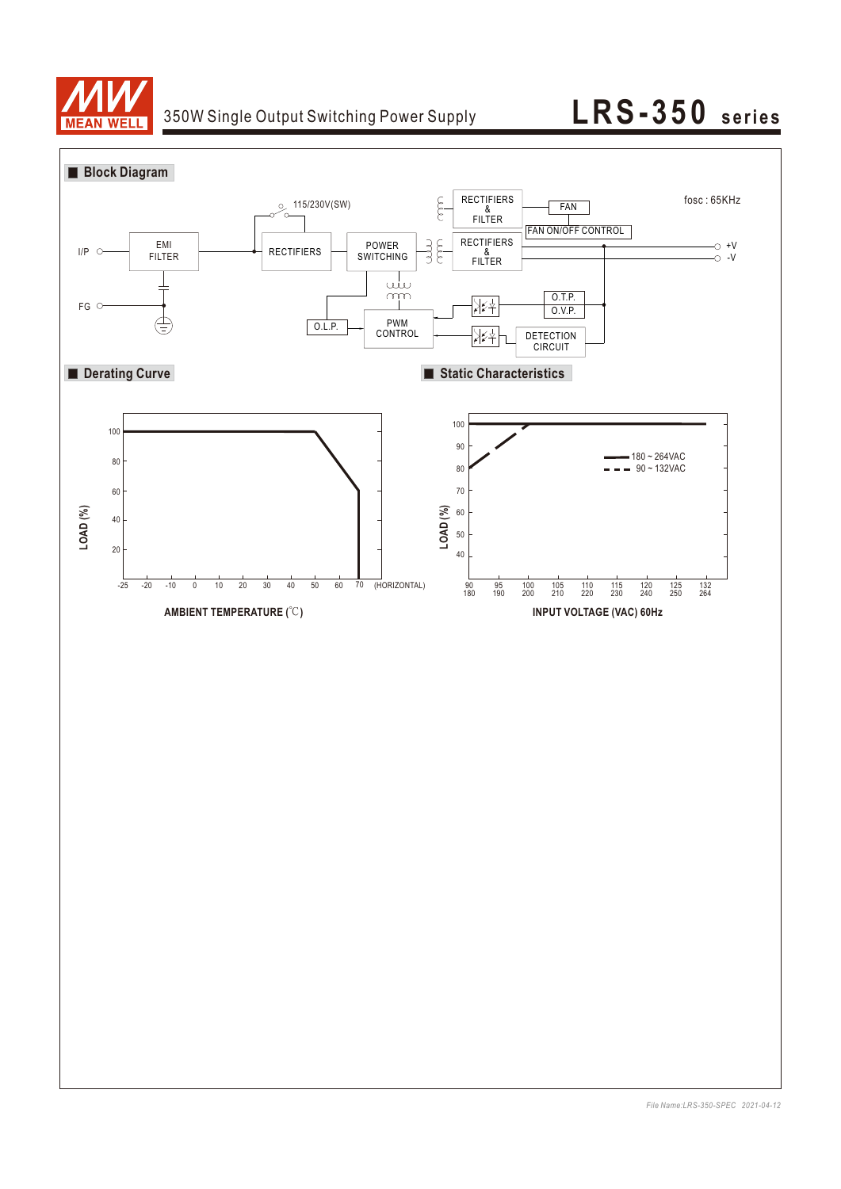350W Single Output Switching Power Supply

# LRS-350 series

## Block Diagram

fosc : 65KHz

I/P — EMI FILTER — RECTIFIERS (115/230V(SW)) — POWER SWITCHING — RECTIFIERS & FILTER — +V / -V

RECTIFIERS & FILTER — FAN

FAN ON/OFF CONTROL

FG

O.L.P. — PWM CONTROL

O.T.P.

O.V.P.

DETECTION CIRCUIT

## Derating Curve

LOAD (%)

| AMBIENT TEMPERATURE (℃) | -25 | 50 | 70 (HORIZONTAL) |
|---|---|---|---|
| LOAD (%) | 100 | 100 | 60 |

AMBIENT TEMPERATURE (℃)

## Static Characteristics

LOAD (%)

— 180 ~ 264VAC

- - - 90 ~ 132VAC

| INPUT VOLTAGE (VAC) 60Hz | 90 / 180 | 100 / 200 | 132 / 264 |
|---|---|---|---|
| 180 ~ 264VAC LOAD (%) | 100 | 100 | 100 |
| 90 ~ 132VAC LOAD (%) | 80 | 100 | 100 |

INPUT VOLTAGE (VAC) 60Hz

*File Name:LRS-350-SPEC 2021-04-12*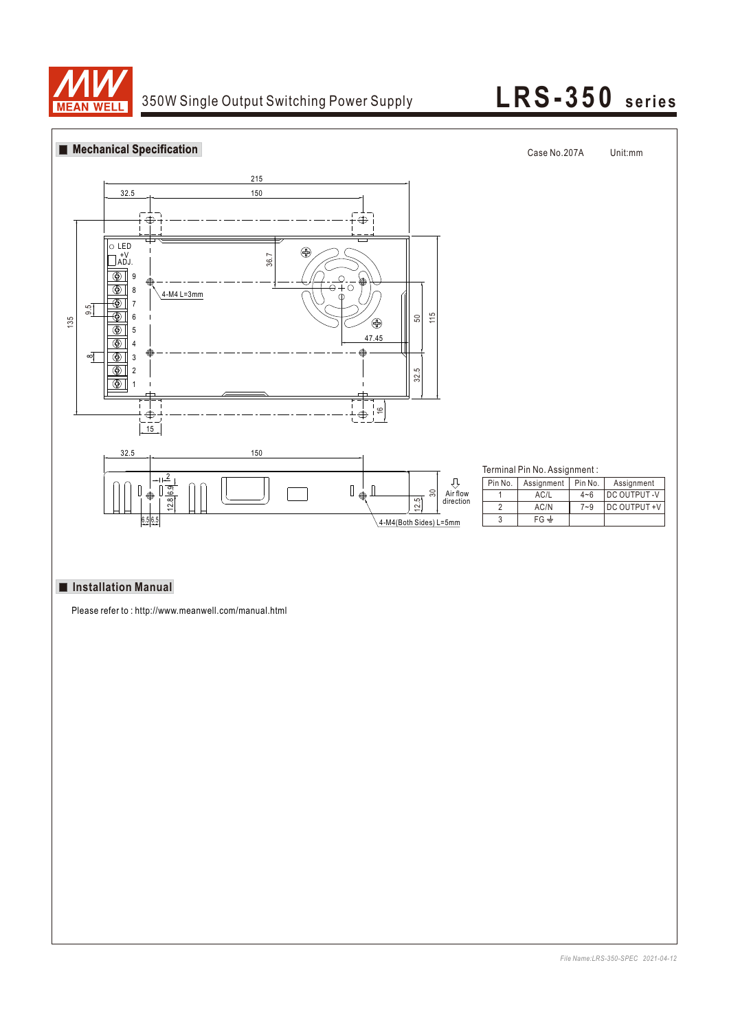## Mechanical Specification

Case No.207A Unit:mm

215
32.5
150
LED
+V
ADJ.
9
8
7
6
5
4
3
2
1
4-M4 L=3mm
36.7
9.5
135
8
47.45
50
115
32.5
16
15

32.5
150
2
6.9
12.8
6.5 6.5
12.5
30
Air flow direction
4-M4(Both Sides) L=5mm

Terminal Pin No. Assignment :

| Pin No. | Assignment | Pin No. | Assignment |
|---|---|---|---|
| 1 | AC/L | 4~6 | DC OUTPUT -V |
| 2 | AC/N | 7~9 | DC OUTPUT +V |
| 3 | FG ⏚ | | |

## Installation Manual

Please refer to : http://www.meanwell.com/manual.html